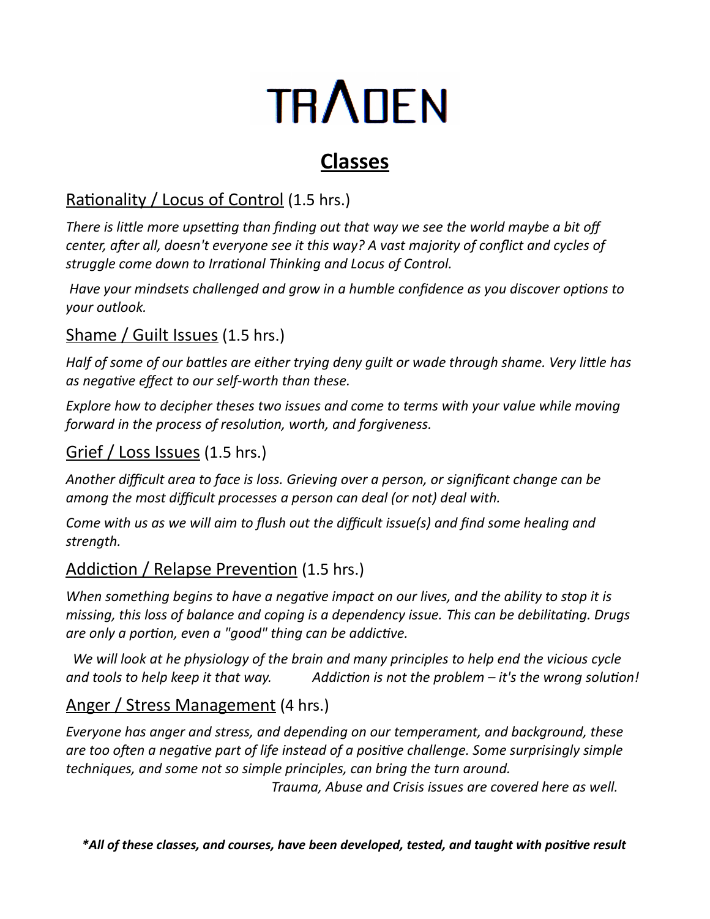# TRADEN

## Classes

### Rationality / Locus of Control (1.5 hrs.)

*There is little more upsetting than finding out that way we see the world maybe a bit off center, after all, doesn't everyone see it this way? A vast majority of conflict and cycles of struggle come down to Irrational Thinking and Locus of Control.*

*Have your mindsets challenged and grow in a humble confidence as you discover options to your outlook.*

### Shame / Guilt Issues (1.5 hrs.)

*Half of some of our battles are either trying deny guilt or wade through shame. Very little has as negative effect to our self-worth than these.*

*Explore how to decipher theses two issues and come to terms with your value while moving forward in the process of resolution, worth, and forgiveness.*

### Grief / Loss Issues (1.5 hrs.)

*Another difficult area to face is loss. Grieving over a person, or significant change can be among the most difficult processes a person can deal (or not) deal with.*

*Come with us as we will aim to flush out the difficult issue(s) and find some healing and strength.*

### Addiction / Relapse Prevention (1.5 hrs.)

*When something begins to have a negative impact on our lives, and the ability to stop it is missing, this loss of balance and coping is a dependency issue. This can be debilitating. Drugs are only a portion, even a "good" thing can be addictive.*

*We will look at he physiology of the brain and many principles to help end the vicious cycle and tools to help keep it that way.* *Addiction is not the problem – it's the wrong solution!*

### Anger / Stress Management (4 hrs.)

*Everyone has anger and stress, and depending on our temperament, and background, these are too often a negative part of life instead of a positive challenge. Some surprisingly simple techniques, and some not so simple principles, can bring the turn around.*

*Trauma, Abuse and Crisis issues are covered here as well.*

***All of these classes, and courses, have been developed, tested, and taught with positive result**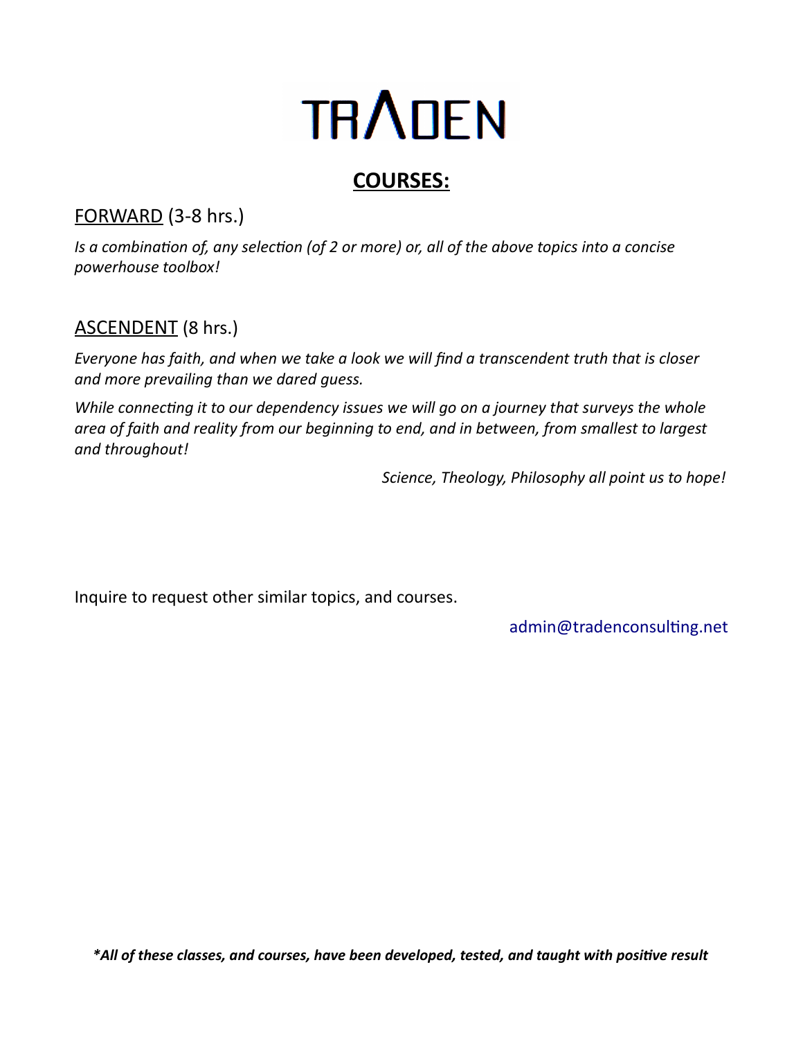# TRΛDEN

## COURSES:

FORWARD (3-8 hrs.)

*Is a combination of, any selection (of 2 or more) or, all of the above topics into a concise powerhouse toolbox!*

ASCENDENT (8 hrs.)

*Everyone has faith, and when we take a look we will find a transcendent truth that is closer and more prevailing than we dared guess.*

*While connecting it to our dependency issues we will go on a journey that surveys the whole area of faith and reality from our beginning to end, and in between, from smallest to largest and throughout!*

*Science, Theology, Philosophy all point us to hope!*

Inquire to request other similar topics, and courses.

admin@tradenconsulting.net

***All of these classes, and courses, have been developed, tested, and taught with positive result**